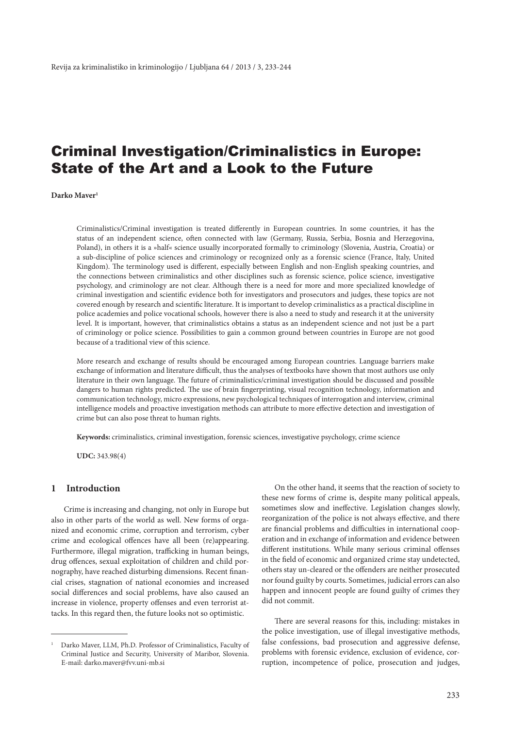# Criminal Investigation/Criminalistics in Europe: State of the Art and a Look to the Future

**Darko Maver**[1]

Criminalistics/Criminal investigation is treated differently in European countries. In some countries, it has the status of an independent science, often connected with law (Germany, Russia, Serbia, Bosnia and Herzegovina, Poland), in others it is a »half« science usually incorporated formally to criminology (Slovenia, Austria, Croatia) or a sub-discipline of police sciences and criminology or recognized only as a forensic science (France, Italy, United Kingdom). The terminology used is different, especially between English and non-English speaking countries, and the connections between criminalistics and other disciplines such as forensic science, police science, investigative psychology, and criminology are not clear. Although there is a need for more and more specialized knowledge of criminal investigation and scientific evidence both for investigators and prosecutors and judges, these topics are not covered enough by research and scientific literature. It is important to develop criminalistics as a practical discipline in police academies and police vocational schools, however there is also a need to study and research it at the university level. It is important, however, that criminalistics obtains a status as an independent science and not just be a part of criminology or police science. Possibilities to gain a common ground between countries in Europe are not good because of a traditional view of this science.

More research and exchange of results should be encouraged among European countries. Language barriers make exchange of information and literature difficult, thus the analyses of textbooks have shown that most authors use only literature in their own language. The future of criminalistics/criminal investigation should be discussed and possible dangers to human rights predicted. The use of brain fingerprinting, visual recognition technology, information and communication technology, micro expressions, new psychological techniques of interrogation and interview, criminal intelligence models and proactive investigation methods can attribute to more effective detection and investigation of crime but can also pose threat to human rights.

**Keywords:** criminalistics, criminal investigation, forensic sciences, investigative psychology, crime science

**UDC:** 343.98(4)

## 1 Introduction

Crime is increasing and changing, not only in Europe but also in other parts of the world as well. New forms of organized and economic crime, corruption and terrorism, cyber crime and ecological offences have all been (re)appearing. Furthermore, illegal migration, trafficking in human beings, drug offences, sexual exploitation of children and child pornography, have reached disturbing dimensions. Recent financial crises, stagnation of national economies and increased social differences and social problems, have also caused an increase in violence, property offenses and even terrorist attacks. In this regard then, the future looks not so optimistic.

On the other hand, it seems that the reaction of society to these new forms of crime is, despite many political appeals, sometimes slow and ineffective. Legislation changes slowly, reorganization of the police is not always effective, and there are financial problems and difficulties in international cooperation and in exchange of information and evidence between different institutions. While many serious criminal offenses in the field of economic and organized crime stay undetected, others stay un-cleared or the offenders are neither prosecuted nor found guilty by courts. Sometimes, judicial errors can also happen and innocent people are found guilty of crimes they did not commit.

There are several reasons for this, including: mistakes in the police investigation, use of illegal investigative methods, false confessions, bad prosecution and aggressive defense, problems with forensic evidence, exclusion of evidence, corruption, incompetence of police, prosecution and judges,

---

[1] Darko Maver, LLM, Ph.D. Professor of Criminalistics, Faculty of Criminal Justice and Security, University of Maribor, Slovenia. E-mail: darko.maver@fvv.uni-mb.si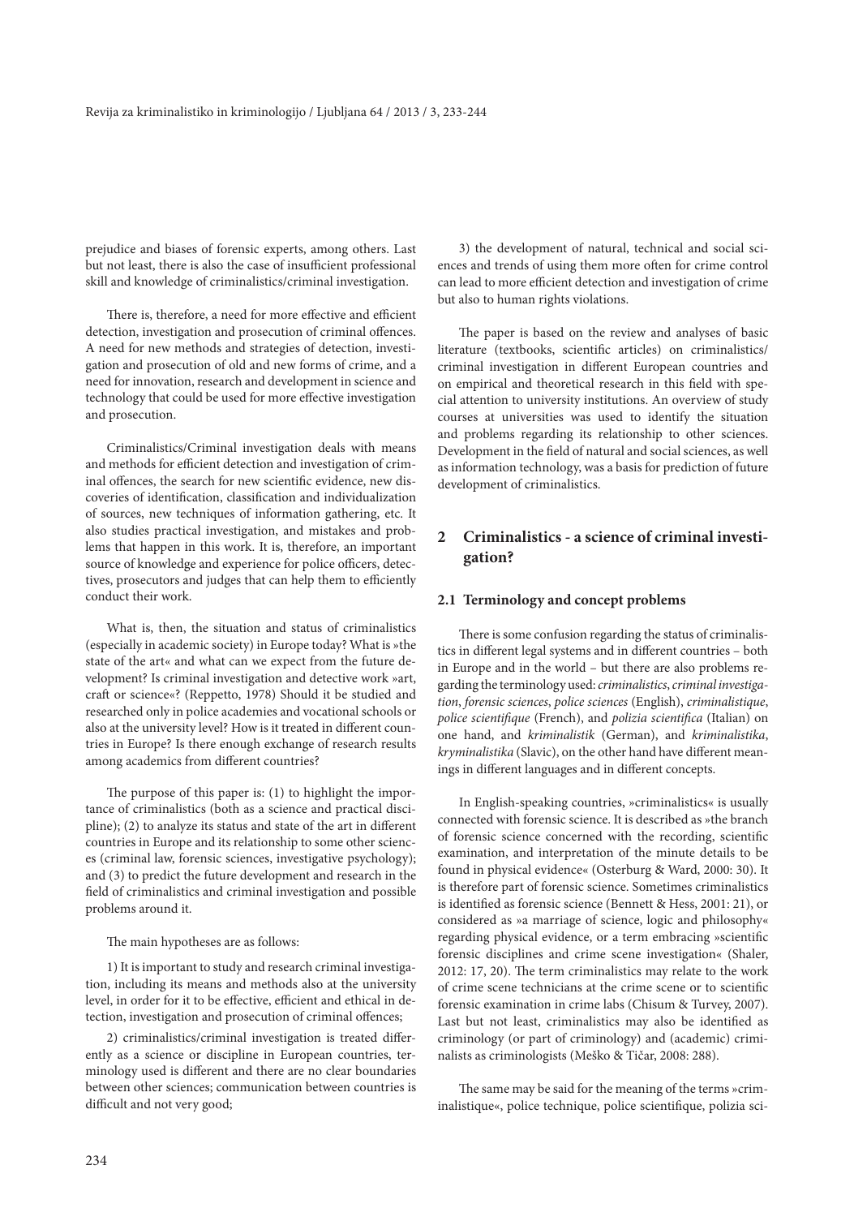prejudice and biases of forensic experts, among others. Last but not least, there is also the case of insufficient professional skill and knowledge of criminalistics/criminal investigation.

There is, therefore, a need for more effective and efficient detection, investigation and prosecution of criminal offences. A need for new methods and strategies of detection, investigation and prosecution of old and new forms of crime, and a need for innovation, research and development in science and technology that could be used for more effective investigation and prosecution.

Criminalistics/Criminal investigation deals with means and methods for efficient detection and investigation of criminal offences, the search for new scientific evidence, new discoveries of identification, classification and individualization of sources, new techniques of information gathering, etc. It also studies practical investigation, and mistakes and problems that happen in this work. It is, therefore, an important source of knowledge and experience for police officers, detectives, prosecutors and judges that can help them to efficiently conduct their work.

What is, then, the situation and status of criminalistics (especially in academic society) in Europe today? What is »the state of the art« and what can we expect from the future development? Is criminal investigation and detective work »art, craft or science«? (Reppetto, 1978) Should it be studied and researched only in police academies and vocational schools or also at the university level? How is it treated in different countries in Europe? Is there enough exchange of research results among academics from different countries?

The purpose of this paper is: (1) to highlight the importance of criminalistics (both as a science and practical discipline); (2) to analyze its status and state of the art in different countries in Europe and its relationship to some other sciences (criminal law, forensic sciences, investigative psychology); and (3) to predict the future development and research in the field of criminalistics and criminal investigation and possible problems around it.

The main hypotheses are as follows:

1) It is important to study and research criminal investigation, including its means and methods also at the university level, in order for it to be effective, efficient and ethical in detection, investigation and prosecution of criminal offences;

2) criminalistics/criminal investigation is treated differently as a science or discipline in European countries, terminology used is different and there are no clear boundaries between other sciences; communication between countries is difficult and not very good;

3) the development of natural, technical and social sciences and trends of using them more often for crime control can lead to more efficient detection and investigation of crime but also to human rights violations.

The paper is based on the review and analyses of basic literature (textbooks, scientific articles) on criminalistics/criminal investigation in different European countries and on empirical and theoretical research in this field with special attention to university institutions. An overview of study courses at universities was used to identify the situation and problems regarding its relationship to other sciences. Development in the field of natural and social sciences, as well as information technology, was a basis for prediction of future development of criminalistics.

## 2 Criminalistics - a science of criminal investigation?

### 2.1 Terminology and concept problems

There is some confusion regarding the status of criminalistics in different legal systems and in different countries – both in Europe and in the world – but there are also problems regarding the terminology used: *criminalistics*, *criminal investigation*, *forensic sciences*, *police sciences* (English), *criminalistique*, *police scientifique* (French), and *polizia scientifica* (Italian) on one hand, and *kriminalistik* (German), and *kriminalistika*, *kryminalistika* (Slavic), on the other hand have different meanings in different languages and in different concepts.

In English-speaking countries, »criminalistics« is usually connected with forensic science. It is described as »the branch of forensic science concerned with the recording, scientific examination, and interpretation of the minute details to be found in physical evidence« (Osterburg & Ward, 2000: 30). It is therefore part of forensic science. Sometimes criminalistics is identified as forensic science (Bennett & Hess, 2001: 21), or considered as »a marriage of science, logic and philosophy« regarding physical evidence, or a term embracing »scientific forensic disciplines and crime scene investigation« (Shaler, 2012: 17, 20). The term criminalistics may relate to the work of crime scene technicians at the crime scene or to scientific forensic examination in crime labs (Chisum & Turvey, 2007). Last but not least, criminalistics may also be identified as criminology (or part of criminology) and (academic) criminalists as criminologists (Meško & Tičar, 2008: 288).

The same may be said for the meaning of the terms »criminalistique«, police technique, police scientifique, polizia sci-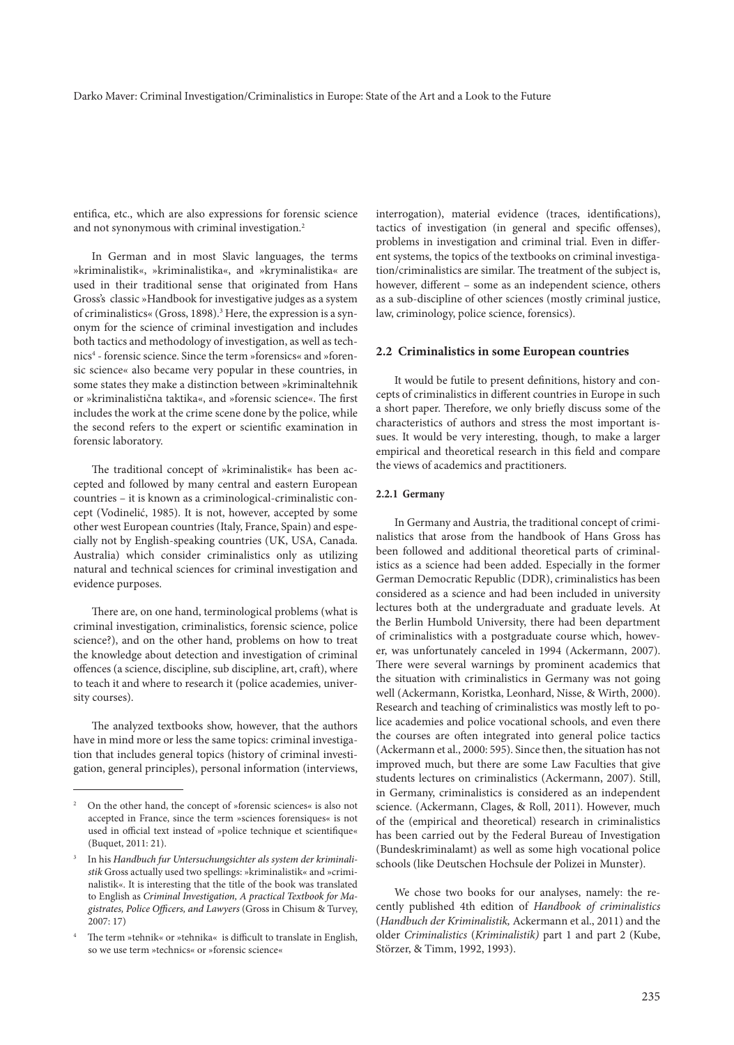entifica, etc., which are also expressions for forensic science and not synonymous with criminal investigation.[2]

In German and in most Slavic languages, the terms »kriminalistik«, »kriminalistika«, and »kryminalistika« are used in their traditional sense that originated from Hans Gross's classic »Handbook for investigative judges as a system of criminalistics« (Gross, 1898).[3] Here, the expression is a synonym for the science of criminal investigation and includes both tactics and methodology of investigation, as well as technics[4] - forensic science. Since the term »forensics« and »forensic science« also became very popular in these countries, in some states they make a distinction between »kriminaltehnik or »kriminalistična taktika«, and »forensic science«. The first includes the work at the crime scene done by the police, while the second refers to the expert or scientific examination in forensic laboratory.

The traditional concept of »kriminalistik« has been accepted and followed by many central and eastern European countries – it is known as a criminological-criminalistic concept (Vodinelić, 1985). It is not, however, accepted by some other west European countries (Italy, France, Spain) and especially not by English-speaking countries (UK, USA, Canada. Australia) which consider criminalistics only as utilizing natural and technical sciences for criminal investigation and evidence purposes.

There are, on one hand, terminological problems (what is criminal investigation, criminalistics, forensic science, police science?), and on the other hand, problems on how to treat the knowledge about detection and investigation of criminal offences (a science, discipline, sub discipline, art, craft), where to teach it and where to research it (police academies, university courses).

The analyzed textbooks show, however, that the authors have in mind more or less the same topics: criminal investigation that includes general topics (history of criminal investigation, general principles), personal information (interviews, interrogation), material evidence (traces, identifications), tactics of investigation (in general and specific offenses), problems in investigation and criminal trial. Even in different systems, the topics of the textbooks on criminal investigation/criminalistics are similar. The treatment of the subject is, however, different – some as an independent science, others as a sub-discipline of other sciences (mostly criminal justice, law, criminology, police science, forensics).

## 2.2 Criminalistics in some European countries

It would be futile to present definitions, history and concepts of criminalistics in different countries in Europe in such a short paper. Therefore, we only briefly discuss some of the characteristics of authors and stress the most important issues. It would be very interesting, though, to make a larger empirical and theoretical research in this field and compare the views of academics and practitioners.

### 2.2.1 Germany

In Germany and Austria, the traditional concept of criminalistics that arose from the handbook of Hans Gross has been followed and additional theoretical parts of criminalistics as a science had been added. Especially in the former German Democratic Republic (DDR), criminalistics has been considered as a science and had been included in university lectures both at the undergraduate and graduate levels. At the Berlin Humbold University, there had been department of criminalistics with a postgraduate course which, however, was unfortunately canceled in 1994 (Ackermann, 2007). There were several warnings by prominent academics that the situation with criminalistics in Germany was not going well (Ackermann, Koristka, Leonhard, Nisse, & Wirth, 2000). Research and teaching of criminalistics was mostly left to police academies and police vocational schools, and even there the courses are often integrated into general police tactics (Ackermann et al., 2000: 595). Since then, the situation has not improved much, but there are some Law Faculties that give students lectures on criminalistics (Ackermann, 2007). Still, in Germany, criminalistics is considered as an independent science. (Ackermann, Clages, & Roll, 2011). However, much of the (empirical and theoretical) research in criminalistics has been carried out by the Federal Bureau of Investigation (Bundeskriminalamt) as well as some high vocational police schools (like Deutschen Hochsule der Polizei in Munster).

We chose two books for our analyses, namely: the recently published 4th edition of *Handbook of criminalistics* (*Handbuch der Kriminalistik,* Ackermann et al., 2011) and the older *Criminalistics* (*Kriminalistik)* part 1 and part 2 (Kube, Störzer, & Timm, 1992, 1993).

---

[2] On the other hand, the concept of »forensic sciences« is also not accepted in France, since the term »sciences forensiques« is not used in official text instead of »police technique et scientifique« (Buquet, 2011: 21).

[3] In his *Handbuch fur Untersuchungsichter als system der kriminalistik* Gross actually used two spellings: »kriminalistik« and »criminalistik«. It is interesting that the title of the book was translated to English as *Criminal Investigation, A practical Textbook for Magistrates, Police Officers, and Lawyers* (Gross in Chisum & Turvey, 2007: 17)

[4] The term »tehnik« or »tehnika« is difficult to translate in English, so we use term »technics« or »forensic science«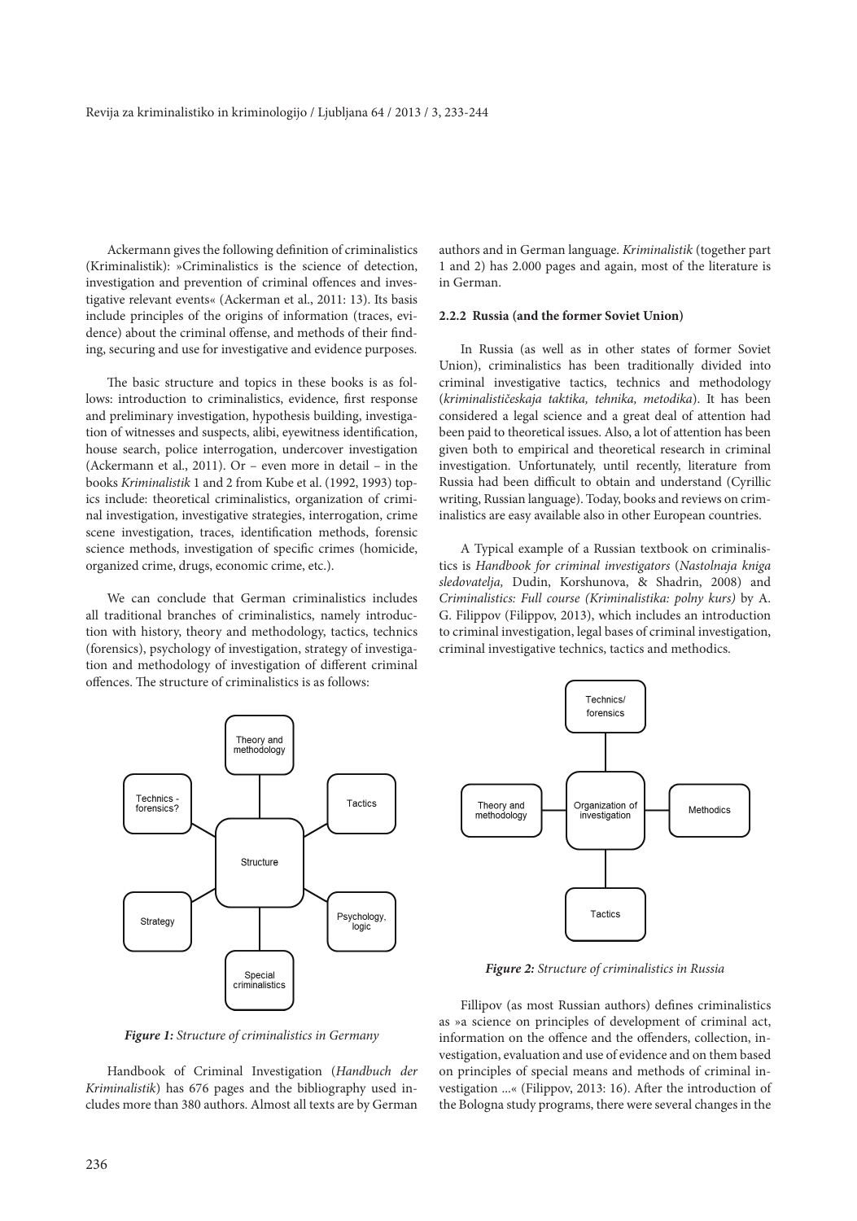Ackermann gives the following definition of criminalistics (Kriminalistik): »Criminalistics is the science of detection, investigation and prevention of criminal offences and investigative relevant events« (Ackerman et al., 2011: 13). Its basis include principles of the origins of information (traces, evidence) about the criminal offense, and methods of their finding, securing and use for investigative and evidence purposes.

The basic structure and topics in these books is as follows: introduction to criminalistics, evidence, first response and preliminary investigation, hypothesis building, investigation of witnesses and suspects, alibi, eyewitness identification, house search, police interrogation, undercover investigation (Ackermann et al., 2011). Or – even more in detail – in the books *Kriminalistik* 1 and 2 from Kube et al. (1992, 1993) topics include: theoretical criminalistics, organization of criminal investigation, investigative strategies, interrogation, crime scene investigation, traces, identification methods, forensic science methods, investigation of specific crimes (homicide, organized crime, drugs, economic crime, etc.).

We can conclude that German criminalistics includes all traditional branches of criminalistics, namely introduction with history, theory and methodology, tactics, technics (forensics), psychology of investigation, strategy of investigation and methodology of investigation of different criminal offences. The structure of criminalistics is as follows:

*Figure 1: Structure of criminalistics in Germany*

Handbook of Criminal Investigation (*Handbuch der Kriminalistik*) has 676 pages and the bibliography used includes more than 380 authors. Almost all texts are by German authors and in German language. *Kriminalistik* (together part 1 and 2) has 2.000 pages and again, most of the literature is in German.

#### 2.2.2 Russia (and the former Soviet Union)

In Russia (as well as in other states of former Soviet Union), criminalistics has been traditionally divided into criminal investigative tactics, technics and methodology (*kriminalističeskaja taktika, tehnika, metodika*). It has been considered a legal science and a great deal of attention had been paid to theoretical issues. Also, a lot of attention has been given both to empirical and theoretical research in criminal investigation. Unfortunately, until recently, literature from Russia had been difficult to obtain and understand (Cyrillic writing, Russian language). Today, books and reviews on criminalistics are easy available also in other European countries.

A Typical example of a Russian textbook on criminalistics is *Handbook for criminal investigators* (*Nastolnaja kniga sledovatelja,* Dudin, Korshunova, & Shadrin, 2008) and *Criminalistics: Full course (Kriminalistika: polny kurs)* by A. G. Filippov (Filippov, 2013), which includes an introduction to criminal investigation, legal bases of criminal investigation, criminal investigative technics, tactics and methodics.

*Figure 2: Structure of criminalistics in Russia*

Fillipov (as most Russian authors) defines criminalistics as »a science on principles of development of criminal act, information on the offence and the offenders, collection, investigation, evaluation and use of evidence and on them based on principles of special means and methods of criminal investigation ...« (Filippov, 2013: 16). After the introduction of the Bologna study programs, there were several changes in the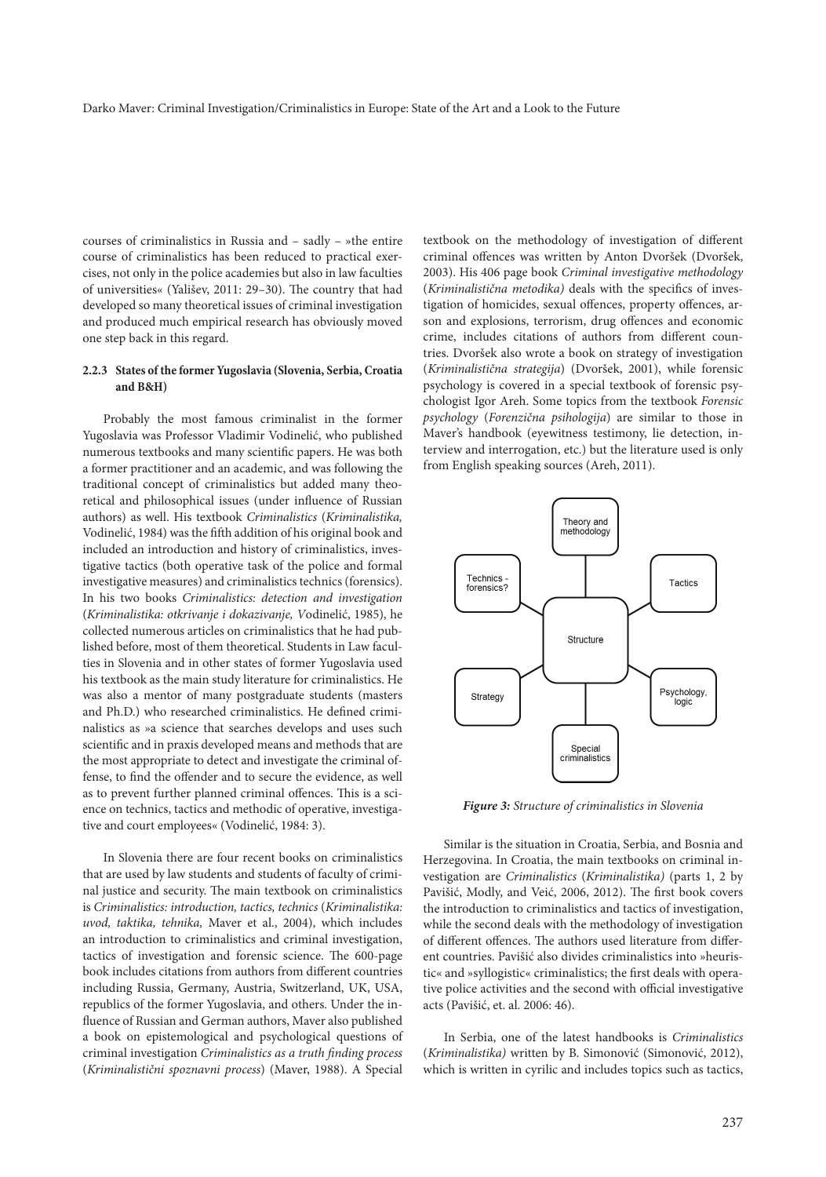courses of criminalistics in Russia and – sadly – »the entire course of criminalistics has been reduced to practical exercises, not only in the police academies but also in law faculties of universities« (Yališev, 2011: 29–30). The country that had developed so many theoretical issues of criminal investigation and produced much empirical research has obviously moved one step back in this regard.

#### 2.2.3 States of the former Yugoslavia (Slovenia, Serbia, Croatia and B&H)

Probably the most famous criminalist in the former Yugoslavia was Professor Vladimir Vodinelić, who published numerous textbooks and many scientific papers. He was both a former practitioner and an academic, and was following the traditional concept of criminalistics but added many theoretical and philosophical issues (under influence of Russian authors) as well. His textbook *Criminalistics* (*Kriminalistika,* Vodinelić, 1984) was the fifth addition of his original book and included an introduction and history of criminalistics, investigative tactics (both operative task of the police and formal investigative measures) and criminalistics technics (forensics). In his two books *Criminalistics: detection and investigation* (*Kriminalistika: otkrivanje i dokazivanje,* Vodinelić, 1985), he collected numerous articles on criminalistics that he had published before, most of them theoretical. Students in Law faculties in Slovenia and in other states of former Yugoslavia used his textbook as the main study literature for criminalistics. He was also a mentor of many postgraduate students (masters and Ph.D.) who researched criminalistics. He defined criminalistics as »a science that searches develops and uses such scientific and in praxis developed means and methods that are the most appropriate to detect and investigate the criminal offense, to find the offender and to secure the evidence, as well as to prevent further planned criminal offences. This is a science on technics, tactics and methodic of operative, investigative and court employees« (Vodinelić, 1984: 3).

In Slovenia there are four recent books on criminalistics that are used by law students and students of faculty of criminal justice and security. The main textbook on criminalistics is *Criminalistics: introduction, tactics, technics* (*Kriminalistika: uvod, taktika, tehnika,* Maver et al., 2004), which includes an introduction to criminalistics and criminal investigation, tactics of investigation and forensic science. The 600-page book includes citations from authors from different countries including Russia, Germany, Austria, Switzerland, UK, USA, republics of the former Yugoslavia, and others. Under the influence of Russian and German authors, Maver also published a book on epistemological and psychological questions of criminal investigation *Criminalistics as a truth finding process* (*Kriminalistični spoznavni process*) (Maver, 1988). A Special textbook on the methodology of investigation of different criminal offences was written by Anton Dvoršek (Dvoršek, 2003). His 406 page book *Criminal investigative methodology* (*Kriminalistična metodika)* deals with the specifics of investigation of homicides, sexual offences, property offences, arson and explosions, terrorism, drug offences and economic crime, includes citations of authors from different countries. Dvoršek also wrote a book on strategy of investigation (*Kriminalistična strategija*) (Dvoršek, 2001), while forensic psychology is covered in a special textbook of forensic psychologist Igor Areh. Some topics from the textbook *Forensic psychology* (*Forenzična psihologija*) are similar to those in Maver's handbook (eyewitness testimony, lie detection, interview and interrogation, etc.) but the literature used is only from English speaking sources (Areh, 2011).

*Figure 3: Structure of criminalistics in Slovenia*

Similar is the situation in Croatia, Serbia, and Bosnia and Herzegovina. In Croatia, the main textbooks on criminal investigation are *Criminalistics* (*Kriminalistika)* (parts 1, 2 by Pavišić, Modly, and Veić, 2006, 2012). The first book covers the introduction to criminalistics and tactics of investigation, while the second deals with the methodology of investigation of different offences. The authors used literature from different countries. Pavišić also divides criminalistics into »heuristic« and »syllogistic« criminalistics; the first deals with operative police activities and the second with official investigative acts (Pavišić, et. al. 2006: 46).

In Serbia, one of the latest handbooks is *Criminalistics* (*Kriminalistika)* written by B. Simonović (Simonović, 2012), which is written in cyrilic and includes topics such as tactics,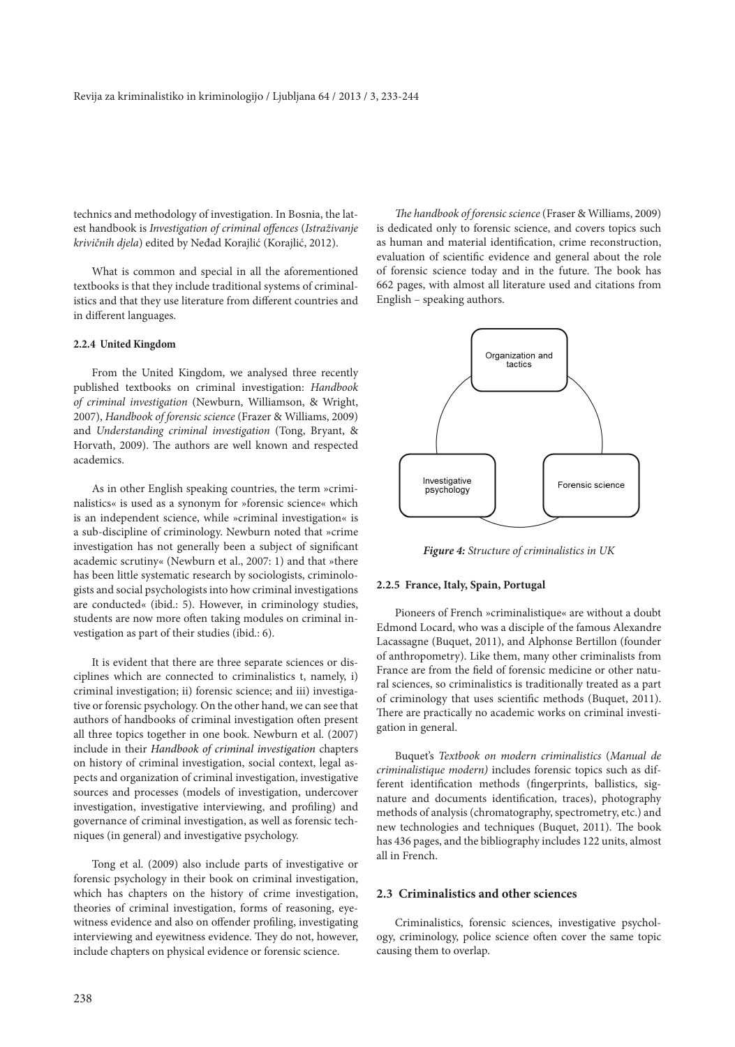technics and methodology of investigation. In Bosnia, the latest handbook is *Investigation of criminal offences* (*Istraživanje krivičnih djela*) edited by Neđad Korajlić (Korajlić, 2012).

What is common and special in all the aforementioned textbooks is that they include traditional systems of criminalistics and that they use literature from different countries and in different languages.

#### 2.2.4 United Kingdom

From the United Kingdom, we analysed three recently published textbooks on criminal investigation: *Handbook of criminal investigation* (Newburn, Williamson, & Wright, 2007), *Handbook of forensic science* (Frazer & Williams, 2009) and *Understanding criminal investigation* (Tong, Bryant, & Horvath, 2009). The authors are well known and respected academics.

As in other English speaking countries, the term »criminalistics« is used as a synonym for »forensic science« which is an independent science, while »criminal investigation« is a sub-discipline of criminology. Newburn noted that »crime investigation has not generally been a subject of significant academic scrutiny« (Newburn et al., 2007: 1) and that »there has been little systematic research by sociologists, criminologists and social psychologists into how criminal investigations are conducted« (ibid.: 5). However, in criminology studies, students are now more often taking modules on criminal investigation as part of their studies (ibid.: 6).

It is evident that there are three separate sciences or disciplines which are connected to criminalistics t, namely, i) criminal investigation; ii) forensic science; and iii) investigative or forensic psychology. On the other hand, we can see that authors of handbooks of criminal investigation often present all three topics together in one book. Newburn et al. (2007) include in their *Handbook of criminal investigation* chapters on history of criminal investigation, social context, legal aspects and organization of criminal investigation, investigative sources and processes (models of investigation, undercover investigation, investigative interviewing, and profiling) and governance of criminal investigation, as well as forensic techniques (in general) and investigative psychology.

Tong et al. (2009) also include parts of investigative or forensic psychology in their book on criminal investigation, which has chapters on the history of crime investigation, theories of criminal investigation, forms of reasoning, eyewitness evidence and also on offender profiling, investigating interviewing and eyewitness evidence. They do not, however, include chapters on physical evidence or forensic science.

*The handbook of forensic science* (Fraser & Williams, 2009) is dedicated only to forensic science, and covers topics such as human and material identification, crime reconstruction, evaluation of scientific evidence and general about the role of forensic science today and in the future. The book has 662 pages, with almost all literature used and citations from English – speaking authors.

***Figure 4:*** *Structure of criminalistics in UK*

#### 2.2.5 France, Italy, Spain, Portugal

Pioneers of French »criminalistique« are without a doubt Edmond Locard, who was a disciple of the famous Alexandre Lacassagne (Buquet, 2011), and Alphonse Bertillon (founder of anthropometry). Like them, many other criminalists from France are from the field of forensic medicine or other natural sciences, so criminalistics is traditionally treated as a part of criminology that uses scientific methods (Buquet, 2011). There are practically no academic works on criminal investigation in general.

Buquet's *Textbook on modern criminalistics* (*Manual de criminalistique modern)* includes forensic topics such as different identification methods (fingerprints, ballistics, signature and documents identification, traces), photography methods of analysis (chromatography, spectrometry, etc.) and new technologies and techniques (Buquet, 2011). The book has 436 pages, and the bibliography includes 122 units, almost all in French.

### 2.3 Criminalistics and other sciences

Criminalistics, forensic sciences, investigative psychology, criminology, police science often cover the same topic causing them to overlap.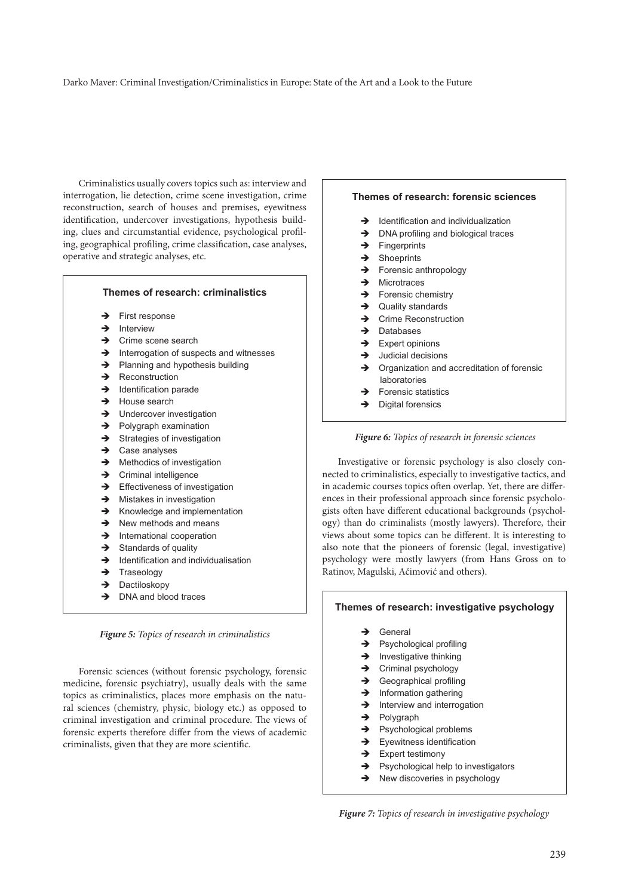Criminalistics usually covers topics such as: interview and interrogation, lie detection, crime scene investigation, crime reconstruction, search of houses and premises, eyewitness identification, undercover investigations, hypothesis building, clues and circumstantial evidence, psychological profiling, geographical profiling, crime classification, case analyses, operative and strategic analyses, etc.

**Themes of research: criminalistics**

- First response
- Interview
- Crime scene search
- Interrogation of suspects and witnesses
- Planning and hypothesis building
- Reconstruction
- Identification parade
- House search
- Undercover investigation
- Polygraph examination
- Strategies of investigation
- Case analyses
- Methodics of investigation
- Criminal intelligence
- Effectiveness of investigation
- Mistakes in investigation
- Knowledge and implementation
- New methods and means
- International cooperation
- Standards of quality
- Identification and individualisation
- Traseology
- Dactiloskopy
- DNA and blood traces

***Figure 5:*** *Topics of research in criminalistics*

Forensic sciences (without forensic psychology, forensic medicine, forensic psychiatry), usually deals with the same topics as criminalistics, places more emphasis on the natural sciences (chemistry, physic, biology etc.) as opposed to criminal investigation and criminal procedure. The views of forensic experts therefore differ from the views of academic criminalists, given that they are more scientific.

**Themes of research: forensic sciences**

- Identification and individualization
- DNA profiling and biological traces
- Fingerprints
- Shoeprints
- Forensic anthropology
- Microtraces
- Forensic chemistry
- Quality standards
- Crime Reconstruction
- Databases
- Expert opinions
- Judicial decisions
- Organization and accreditation of forensic laboratories
- Forensic statistics
- Digital forensics

***Figure 6:*** *Topics of research in forensic sciences*

Investigative or forensic psychology is also closely connected to criminalistics, especially to investigative tactics, and in academic courses topics often overlap. Yet, there are differences in their professional approach since forensic psychologists often have different educational backgrounds (psychology) than do criminalists (mostly lawyers). Therefore, their views about some topics can be different. It is interesting to also note that the pioneers of forensic (legal, investigative) psychology were mostly lawyers (from Hans Gross on to Ratinov, Magulski, Ačimović and others).

**Themes of research: investigative psychology**

- General
- Psychological profiling
- Investigative thinking
- Criminal psychology
- Geographical profiling
- Information gathering
- Interview and interrogation
- Polygraph
- Psychological problems
- Eyewitness identification
- Expert testimony
- Psychological help to investigators
- New discoveries in psychology

***Figure 7:*** *Topics of research in investigative psychology*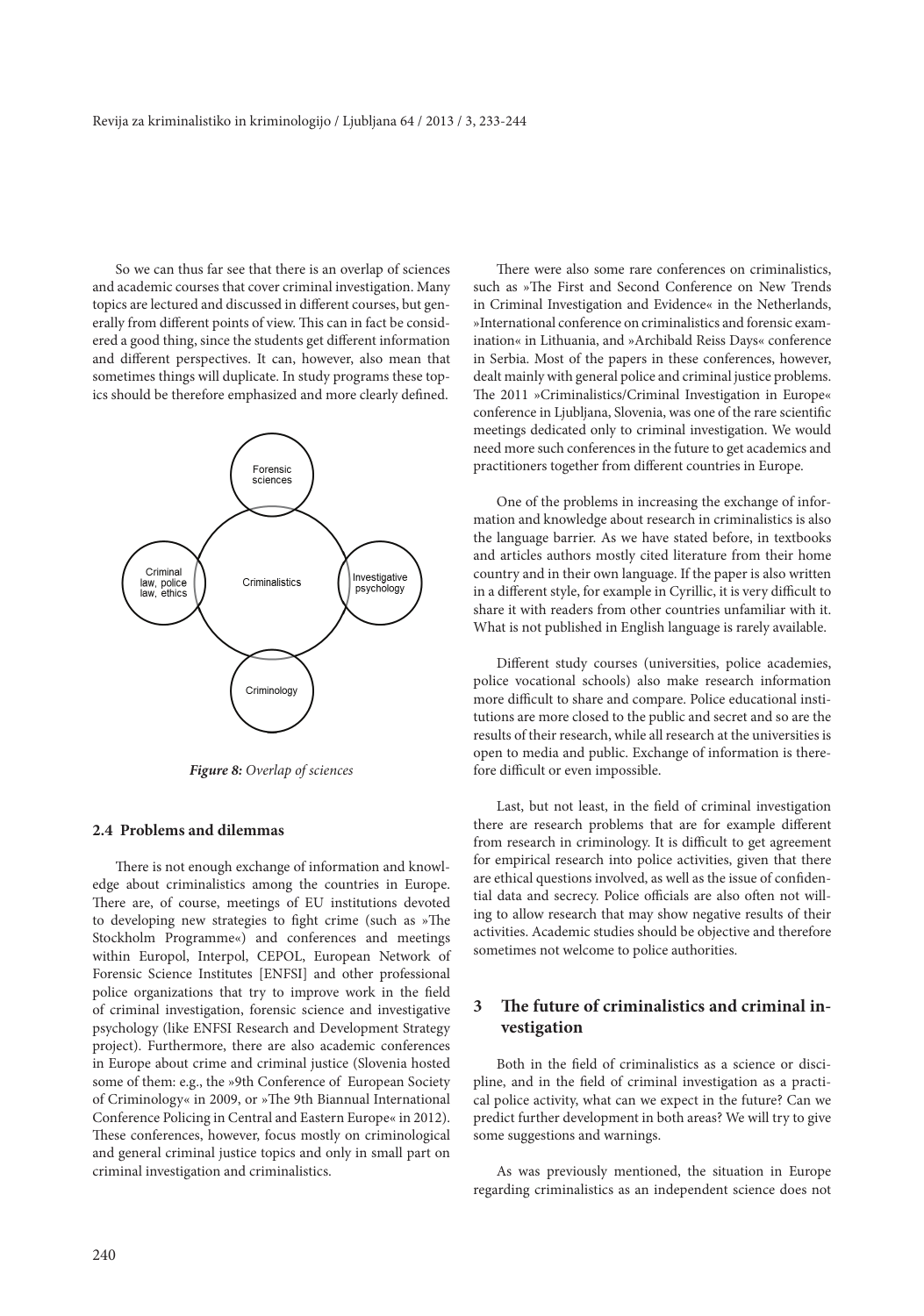So we can thus far see that there is an overlap of sciences and academic courses that cover criminal investigation. Many topics are lectured and discussed in different courses, but generally from different points of view. This can in fact be considered a good thing, since the students get different information and different perspectives. It can, however, also mean that sometimes things will duplicate. In study programs these topics should be therefore emphasized and more clearly defined.

Forensic sciences

Criminal law, police law, ethics

Criminalistics

Investigative psychology

Criminology

***Figure 8:*** *Overlap of sciences*

### 2.4 Problems and dilemmas

There is not enough exchange of information and knowledge about criminalistics among the countries in Europe. There are, of course, meetings of EU institutions devoted to developing new strategies to fight crime (such as »The Stockholm Programme«) and conferences and meetings within Europol, Interpol, CEPOL, European Network of Forensic Science Institutes [ENFSI] and other professional police organizations that try to improve work in the field of criminal investigation, forensic science and investigative psychology (like ENFSI Research and Development Strategy project). Furthermore, there are also academic conferences in Europe about crime and criminal justice (Slovenia hosted some of them: e.g., the »9th Conference of European Society of Criminology« in 2009, or »The 9th Biannual International Conference Policing in Central and Eastern Europe« in 2012). These conferences, however, focus mostly on criminological and general criminal justice topics and only in small part on criminal investigation and criminalistics.

There were also some rare conferences on criminalistics, such as »The First and Second Conference on New Trends in Criminal Investigation and Evidence« in the Netherlands, »International conference on criminalistics and forensic examination« in Lithuania, and »Archibald Reiss Days« conference in Serbia. Most of the papers in these conferences, however, dealt mainly with general police and criminal justice problems. The 2011 »Criminalistics/Criminal Investigation in Europe« conference in Ljubljana, Slovenia, was one of the rare scientific meetings dedicated only to criminal investigation. We would need more such conferences in the future to get academics and practitioners together from different countries in Europe.

One of the problems in increasing the exchange of information and knowledge about research in criminalistics is also the language barrier. As we have stated before, in textbooks and articles authors mostly cited literature from their home country and in their own language. If the paper is also written in a different style, for example in Cyrillic, it is very difficult to share it with readers from other countries unfamiliar with it. What is not published in English language is rarely available.

Different study courses (universities, police academies, police vocational schools) also make research information more difficult to share and compare. Police educational institutions are more closed to the public and secret and so are the results of their research, while all research at the universities is open to media and public. Exchange of information is therefore difficult or even impossible.

Last, but not least, in the field of criminal investigation there are research problems that are for example different from research in criminology. It is difficult to get agreement for empirical research into police activities, given that there are ethical questions involved, as well as the issue of confidential data and secrecy. Police officials are also often not willing to allow research that may show negative results of their activities. Academic studies should be objective and therefore sometimes not welcome to police authorities.

## 3 The future of criminalistics and criminal investigation

Both in the field of criminalistics as a science or discipline, and in the field of criminal investigation as a practical police activity, what can we expect in the future? Can we predict further development in both areas? We will try to give some suggestions and warnings.

As was previously mentioned, the situation in Europe regarding criminalistics as an independent science does not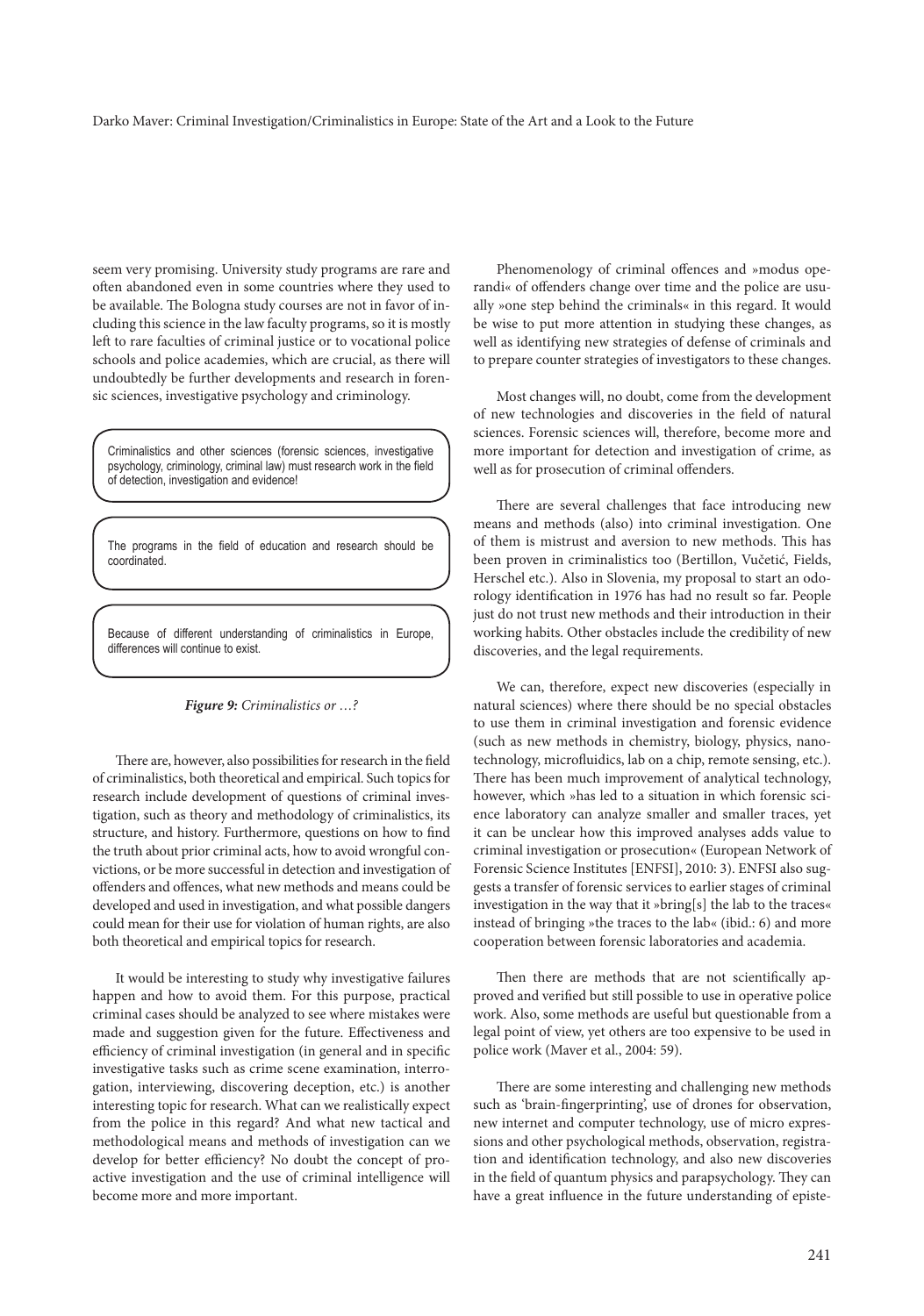seem very promising. University study programs are rare and often abandoned even in some countries where they used to be available. The Bologna study courses are not in favor of including this science in the law faculty programs, so it is mostly left to rare faculties of criminal justice or to vocational police schools and police academies, which are crucial, as there will undoubtedly be further developments and research in forensic sciences, investigative psychology and criminology.

Criminalistics and other sciences (forensic sciences, investigative psychology, criminology, criminal law) must research work in the field of detection, investigation and evidence!

The programs in the field of education and research should be coordinated.

Because of different understanding of criminalistics in Europe, differences will continue to exist.

***Figure 9:*** *Criminalistics or …?*

There are, however, also possibilities for research in the field of criminalistics, both theoretical and empirical. Such topics for research include development of questions of criminal investigation, such as theory and methodology of criminalistics, its structure, and history. Furthermore, questions on how to find the truth about prior criminal acts, how to avoid wrongful convictions, or be more successful in detection and investigation of offenders and offences, what new methods and means could be developed and used in investigation, and what possible dangers could mean for their use for violation of human rights, are also both theoretical and empirical topics for research.

It would be interesting to study why investigative failures happen and how to avoid them. For this purpose, practical criminal cases should be analyzed to see where mistakes were made and suggestion given for the future. Effectiveness and efficiency of criminal investigation (in general and in specific investigative tasks such as crime scene examination, interrogation, interviewing, discovering deception, etc.) is another interesting topic for research. What can we realistically expect from the police in this regard? And what new tactical and methodological means and methods of investigation can we develop for better efficiency? No doubt the concept of proactive investigation and the use of criminal intelligence will become more and more important.

Phenomenology of criminal offences and »modus operandi« of offenders change over time and the police are usually »one step behind the criminals« in this regard. It would be wise to put more attention in studying these changes, as well as identifying new strategies of defense of criminals and to prepare counter strategies of investigators to these changes.

Most changes will, no doubt, come from the development of new technologies and discoveries in the field of natural sciences. Forensic sciences will, therefore, become more and more important for detection and investigation of crime, as well as for prosecution of criminal offenders.

There are several challenges that face introducing new means and methods (also) into criminal investigation. One of them is mistrust and aversion to new methods. This has been proven in criminalistics too (Bertillon, Vučetić, Fields, Herschel etc.). Also in Slovenia, my proposal to start an odorology identification in 1976 has had no result so far. People just do not trust new methods and their introduction in their working habits. Other obstacles include the credibility of new discoveries, and the legal requirements.

We can, therefore, expect new discoveries (especially in natural sciences) where there should be no special obstacles to use them in criminal investigation and forensic evidence (such as new methods in chemistry, biology, physics, nanotechnology, microfluidics, lab on a chip, remote sensing, etc.). There has been much improvement of analytical technology, however, which »has led to a situation in which forensic science laboratory can analyze smaller and smaller traces, yet it can be unclear how this improved analyses adds value to criminal investigation or prosecution« (European Network of Forensic Science Institutes [ENFSI], 2010: 3). ENFSI also suggests a transfer of forensic services to earlier stages of criminal investigation in the way that it »bring[s] the lab to the traces« instead of bringing »the traces to the lab« (ibid.: 6) and more cooperation between forensic laboratories and academia.

Then there are methods that are not scientifically approved and verified but still possible to use in operative police work. Also, some methods are useful but questionable from a legal point of view, yet others are too expensive to be used in police work (Maver et al., 2004: 59).

There are some interesting and challenging new methods such as 'brain-fingerprinting', use of drones for observation, new internet and computer technology, use of micro expressions and other psychological methods, observation, registration and identification technology, and also new discoveries in the field of quantum physics and parapsychology. They can have a great influence in the future understanding of episte-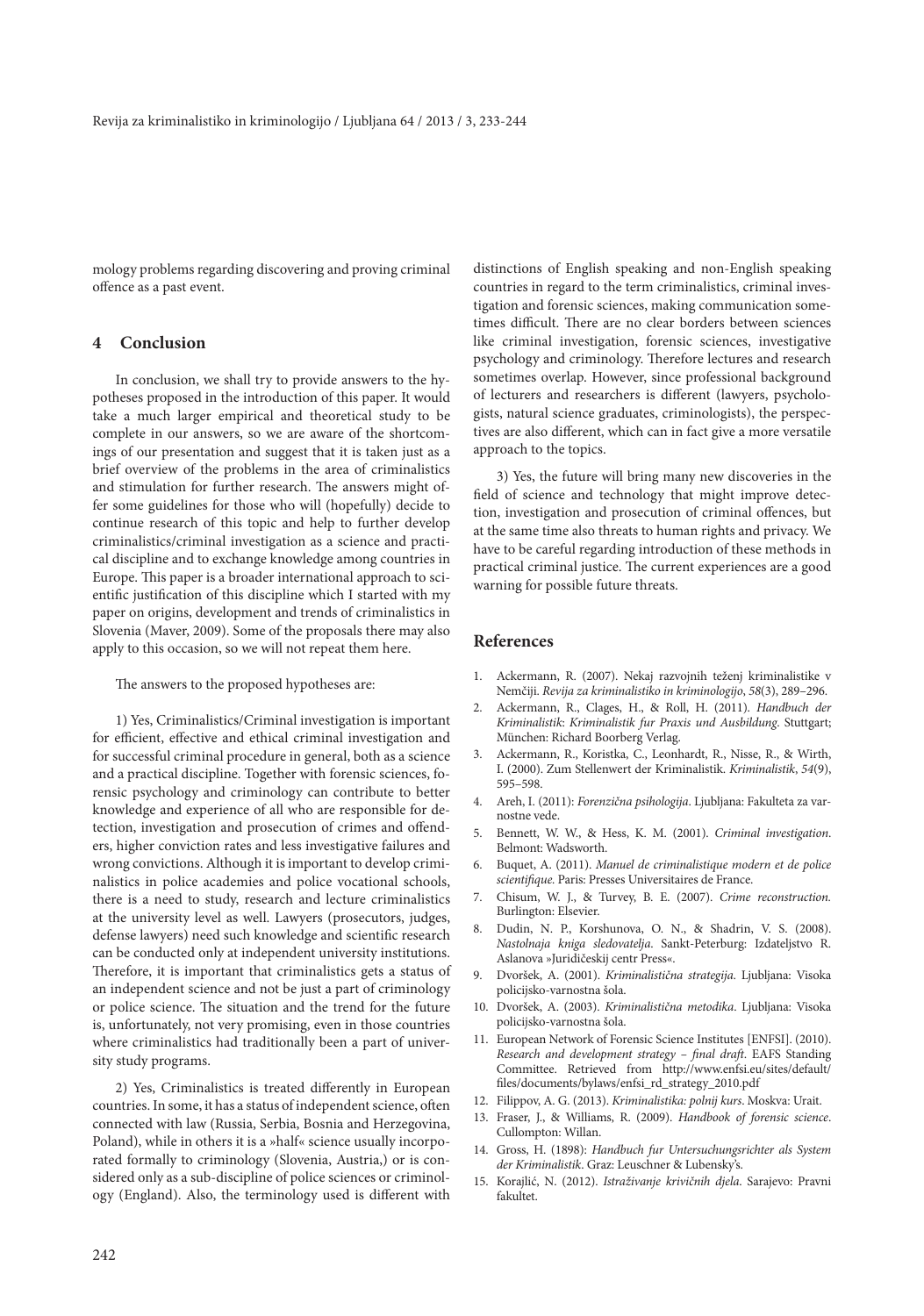mology problems regarding discovering and proving criminal offence as a past event.

## 4 Conclusion

In conclusion, we shall try to provide answers to the hypotheses proposed in the introduction of this paper. It would take a much larger empirical and theoretical study to be complete in our answers, so we are aware of the shortcomings of our presentation and suggest that it is taken just as a brief overview of the problems in the area of criminalistics and stimulation for further research. The answers might offer some guidelines for those who will (hopefully) decide to continue research of this topic and help to further develop criminalistics/criminal investigation as a science and practical discipline and to exchange knowledge among countries in Europe. This paper is a broader international approach to scientific justification of this discipline which I started with my paper on origins, development and trends of criminalistics in Slovenia (Maver, 2009). Some of the proposals there may also apply to this occasion, so we will not repeat them here.

The answers to the proposed hypotheses are:

1) Yes, Criminalistics/Criminal investigation is important for efficient, effective and ethical criminal investigation and for successful criminal procedure in general, both as a science and a practical discipline. Together with forensic sciences, forensic psychology and criminology can contribute to better knowledge and experience of all who are responsible for detection, investigation and prosecution of crimes and offenders, higher conviction rates and less investigative failures and wrong convictions. Although it is important to develop criminalistics in police academies and police vocational schools, there is a need to study, research and lecture criminalistics at the university level as well. Lawyers (prosecutors, judges, defense lawyers) need such knowledge and scientific research can be conducted only at independent university institutions. Therefore, it is important that criminalistics gets a status of an independent science and not be just a part of criminology or police science. The situation and the trend for the future is, unfortunately, not very promising, even in those countries where criminalistics had traditionally been a part of university study programs.

2) Yes, Criminalistics is treated differently in European countries. In some, it has a status of independent science, often connected with law (Russia, Serbia, Bosnia and Herzegovina, Poland), while in others it is a »half« science usually incorporated formally to criminology (Slovenia, Austria,) or is considered only as a sub-discipline of police sciences or criminology (England). Also, the terminology used is different with distinctions of English speaking and non-English speaking countries in regard to the term criminalistics, criminal investigation and forensic sciences, making communication sometimes difficult. There are no clear borders between sciences like criminal investigation, forensic sciences, investigative psychology and criminology. Therefore lectures and research sometimes overlap. However, since professional background of lecturers and researchers is different (lawyers, psychologists, natural science graduates, criminologists), the perspectives are also different, which can in fact give a more versatile approach to the topics.

3) Yes, the future will bring many new discoveries in the field of science and technology that might improve detection, investigation and prosecution of criminal offences, but at the same time also threats to human rights and privacy. We have to be careful regarding introduction of these methods in practical criminal justice. The current experiences are a good warning for possible future threats.

## References

1. Ackermann, R. (2007). Nekaj razvojnih teženj kriminalistike v Nemčiji. *Revija za kriminalistiko in kriminologijo*, *58*(3), 289–296.
2. Ackermann, R., Clages, H., & Roll, H. (2011). *Handbuch der Kriminalistik: Kriminalistik fur Praxis und Ausbildung*. Stuttgart; München: Richard Boorberg Verlag.
3. Ackermann, R., Koristka, C., Leonhardt, R., Nisse, R., & Wirth, I. (2000). Zum Stellenwert der Kriminalistik. *Kriminalistik*, *54*(9), 595–598.
4. Areh, I. (2011): *Forenzična psihologija*. Ljubljana: Fakulteta za varnostne vede.
5. Bennett, W. W., & Hess, K. M. (2001). *Criminal investigation*. Belmont: Wadsworth.
6. Buquet, A. (2011). *Manuel de criminalistique modern et de police scientifique*. Paris: Presses Universitaires de France.
7. Chisum, W. J., & Turvey, B. E. (2007). *Crime reconstruction*. Burlington: Elsevier.
8. Dudin, N. P., Korshunova, O. N., & Shadrin, V. S. (2008). *Nastolnaja kniga sledovatelja*. Sankt-Peterburg: Izdateljstvo R. Aslanova »Juridičeskij centr Press«.
9. Dvoršek, A. (2001). *Kriminalistična strategija*. Ljubljana: Visoka policijsko-varnostna šola.
10. Dvoršek, A. (2003). *Kriminalistična metodika*. Ljubljana: Visoka policijsko-varnostna šola.
11. European Network of Forensic Science Institutes [ENFSI]. (2010). *Research and development strategy – final draft*. EAFS Standing Committee. Retrieved from http://www.enfsi.eu/sites/default/files/documents/bylaws/enfsi_rd_strategy_2010.pdf
12. Filippov, A. G. (2013). *Kriminalistika: polnij kurs*. Moskva: Urait.
13. Fraser, J., & Williams, R. (2009). *Handbook of forensic science*. Cullompton: Willan.
14. Gross, H. (1898): *Handbuch fur Untersuchungsrichter als System der Kriminalistik*. Graz: Leuschner & Lubensky's.
15. Korajlić, N. (2012). *Istraživanje krivičnih djela*. Sarajevo: Pravni fakultet.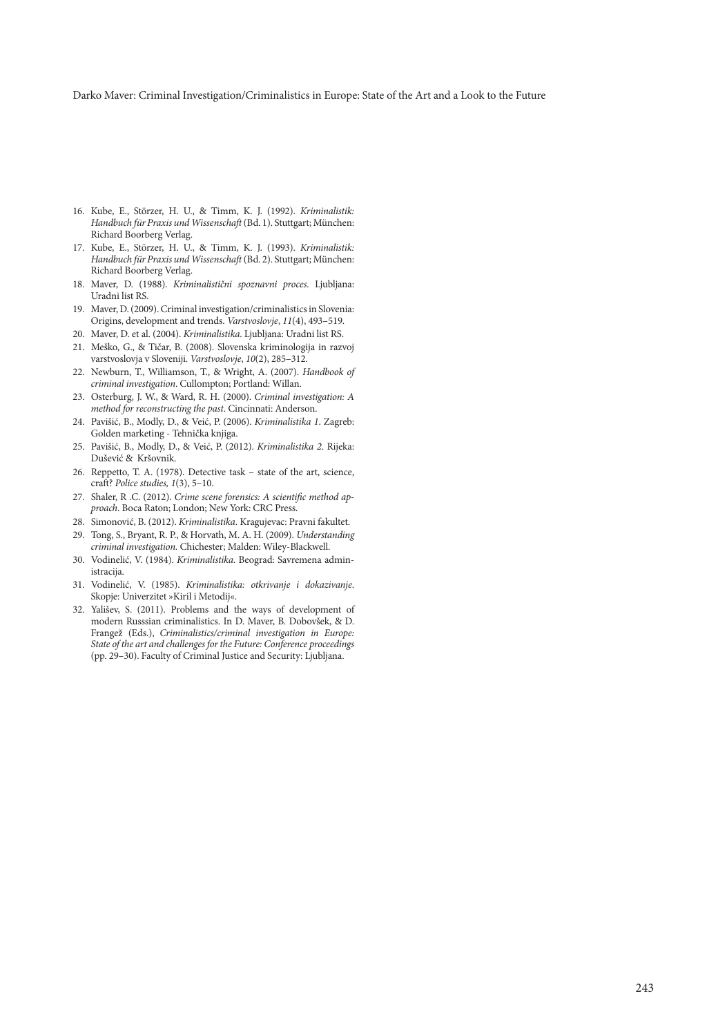16. Kube, E., Störzer, H. U., & Timm, K. J. (1992). *Kriminalistik: Handbuch für Praxis und Wissenschaft* (Bd. 1). Stuttgart; München: Richard Boorberg Verlag.
17. Kube, E., Störzer, H. U., & Timm, K. J. (1993). *Kriminalistik: Handbuch für Praxis und Wissenschaft* (Bd. 2). Stuttgart; München: Richard Boorberg Verlag.
18. Maver, D. (1988). *Kriminalistični spoznavni proces*. Ljubljana: Uradni list RS.
19. Maver, D. (2009). Criminal investigation/criminalistics in Slovenia: Origins, development and trends. *Varstvoslovje*, *11*(4), 493–519.
20. Maver, D. et al. (2004). *Kriminalistika*. Ljubljana: Uradni list RS.
21. Meško, G., & Tičar, B. (2008). Slovenska kriminologija in razvoj varstvoslovja v Sloveniji. *Varstvoslovje*, *10*(2), 285–312.
22. Newburn, T., Williamson, T., & Wright, A. (2007). *Handbook of criminal investigation*. Cullompton; Portland: Willan.
23. Osterburg, J. W., & Ward, R. H. (2000). *Criminal investigation: A method for reconstructing the past*. Cincinnati: Anderson.
24. Pavišić, B., Modly, D., & Veić, P. (2006). *Kriminalistika 1*. Zagreb: Golden marketing - Tehnička knjiga.
25. Pavišić, B., Modly, D., & Veić, P. (2012). *Kriminalistika 2*. Rijeka: Dušević & Kršovnik.
26. Reppetto, T. A. (1978). Detective task – state of the art, science, craft? *Police studies, 1*(3), 5–10.
27. Shaler, R .C. (2012). *Crime scene forensics: A scientific method approach*. Boca Raton; London; New York: CRC Press.
28. Simonović, B. (2012). *Kriminalistika*. Kragujevac: Pravni fakultet.
29. Tong, S., Bryant, R. P., & Horvath, M. A. H. (2009). *Understanding criminal investigation.* Chichester; Malden: Wiley-Blackwell.
30. Vodinelić, V. (1984). *Kriminalistika*. Beograd: Savremena administracija.
31. Vodinelić, V. (1985). *Kriminalistika: otkrivanje i dokazivanje.* Skopje: Univerzitet »Kiril i Metodij«.
32. Yališev, S. (2011). Problems and the ways of development of modern Russsian criminalistics. In D. Maver, B. Dobovšek, & D. Frangež (Eds.), *Criminalistics/criminal investigation in Europe: State of the art and challenges for the Future: Conference proceedings* (pp. 29–30). Faculty of Criminal Justice and Security: Ljubljana.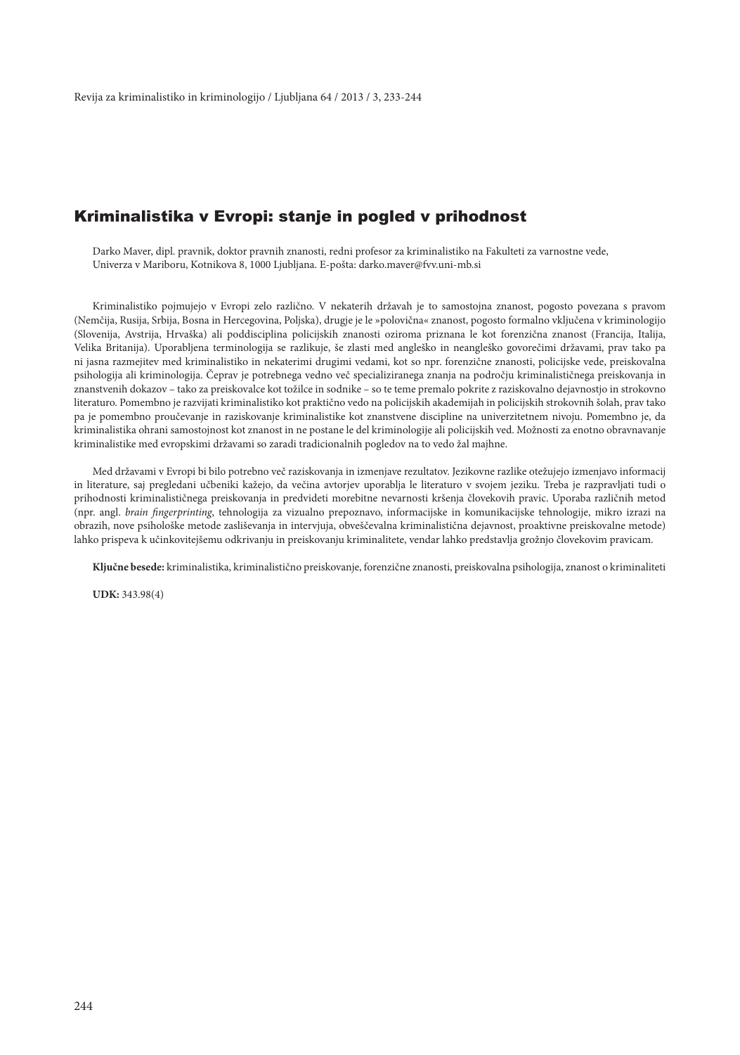# Kriminalistika v Evropi: stanje in pogled v prihodnost

Darko Maver, dipl. pravnik, doktor pravnih znanosti, redni profesor za kriminalistiko na Fakulteti za varnostne vede, Univerza v Mariboru, Kotnikova 8, 1000 Ljubljana. E-pošta: darko.maver@fvv.uni-mb.si

Kriminalistiko pojmujejo v Evropi zelo različno. V nekaterih državah je to samostojna znanost, pogosto povezana s pravom (Nemčija, Rusija, Srbija, Bosna in Hercegovina, Poljska), drugje je le »polovična« znanost, pogosto formalno vključena v kriminologijo (Slovenija, Avstrija, Hrvaška) ali poddisciplina policijskih znanosti oziroma priznana le kot forenzična znanost (Francija, Italija, Velika Britanija). Uporabljena terminologija se razlikuje, še zlasti med angleško in neangleško govorečimi državami, prav tako pa ni jasna razmejitev med kriminalistiko in nekaterimi drugimi vedami, kot so npr. forenzične znanosti, policijske vede, preiskovalna psihologija ali kriminologija. Čeprav je potrebnega vedno več specializiranega znanja na področju kriminalističnega preiskovanja in znanstvenih dokazov – tako za preiskovalce kot tožilce in sodnike – so te teme premalo pokrite z raziskovalno dejavnostjo in strokovno literaturo. Pomembno je razvijati kriminalistiko kot praktično vedo na policijskih akademijah in policijskih strokovnih šolah, prav tako pa je pomembno proučevanje in raziskovanje kriminalistike kot znanstvene discipline na univerzitetnem nivoju. Pomembno je, da kriminalistika ohrani samostojnost kot znanost in ne postane le del kriminologije ali policijskih ved. Možnosti za enotno obravnavanje kriminalistike med evropskimi državami so zaradi tradicionalnih pogledov na to vedo žal majhne.

Med državami v Evropi bi bilo potrebno več raziskovanja in izmenjave rezultatov. Jezikovne razlike otežujejo izmenjavo informacij in literature, saj pregledani učbeniki kažejo, da večina avtorjev uporablja le literaturo v svojem jeziku. Treba je razpravljati tudi o prihodnosti kriminalističnega preiskovanja in predvideti morebitne nevarnosti kršenja človekovih pravic. Uporaba različnih metod (npr. angl. *brain fingerprinting*, tehnologija za vizualno prepoznavo, informacijske in komunikacijske tehnologije, mikro izrazi na obrazih, nove psihološke metode zaslišvanja in intervjuja, obveščevalna kriminalistična dejavnost, proaktivne preiskovalne metode) lahko prispeva k učinkovitejšemu odkrivanju in preiskovanju kriminalitete, vendar lahko predstavlja grožnjo človekovim pravicam.

**Ključne besede:** kriminalistika, kriminalistično preiskovanje, forenzične znanosti, preiskovalna psihologija, znanost o kriminaliteti

**UDK:** 343.98(4)